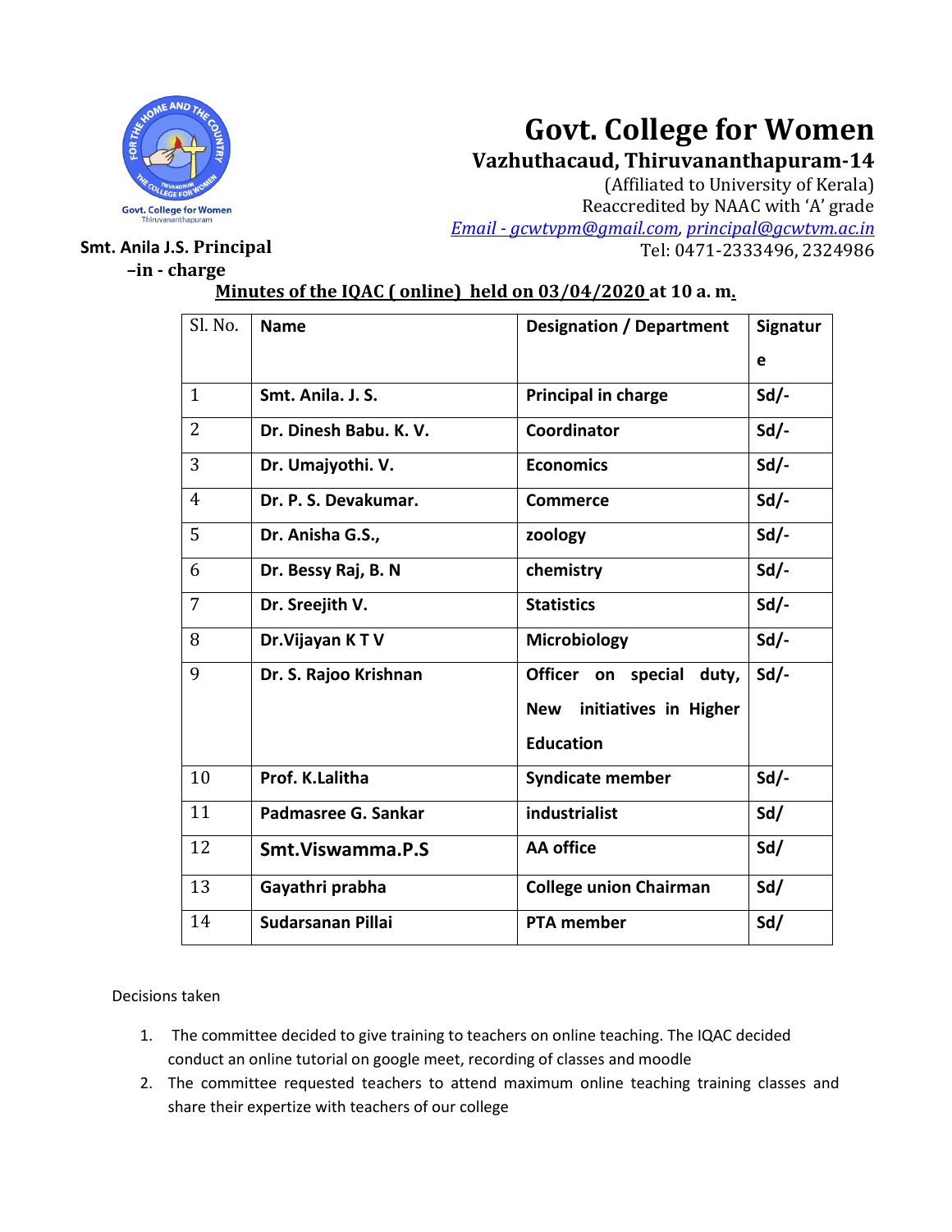# Govt. College for Women

## Vazhuthacaud, Thiruvananthapuram-14

(Affiliated to University of Kerala)
Reaccredited by NAAC with 'A' grade
*Email - gcwtvpm@gmail.com, principal@gcwtvm.ac.in*
Tel: 0471-2333496, 2324986

**Smt. Anila J.S. Principal –in - charge**

**Minutes of the IQAC ( online) held on 03/04/2020 at 10 a. m.**

| Sl. No. | Name | Designation / Department | Signature |
|---|---|---|---|
| 1 | **Smt. Anila. J. S.** | **Principal in charge** | **Sd/-** |
| 2 | **Dr. Dinesh Babu. K. V.** | **Coordinator** | **Sd/-** |
| 3 | **Dr. Umajyothi. V.** | **Economics** | **Sd/-** |
| 4 | **Dr. P. S. Devakumar.** | **Commerce** | **Sd/-** |
| 5 | **Dr. Anisha G.S.,** | **zoology** | **Sd/-** |
| 6 | **Dr. Bessy Raj, B. N** | **chemistry** | **Sd/-** |
| 7 | **Dr. Sreejith V.** | **Statistics** | **Sd/-** |
| 8 | **Dr.Vijayan K T V** | **Microbiology** | **Sd/-** |
| 9 | **Dr. S. Rajoo Krishnan** | **Officer on special duty, New initiatives in Higher Education** | **Sd/-** |
| 10 | **Prof. K.Lalitha** | **Syndicate member** | **Sd/-** |
| 11 | **Padmasree G. Sankar** | **industrialist** | **Sd/** |
| 12 | **Smt.Viswamma.P.S** | **AA office** | **Sd/** |
| 13 | **Gayathri prabha** | **College union Chairman** | **Sd/** |
| 14 | **Sudarsanan Pillai** | **PTA member** | **Sd/** |

Decisions taken

1. The committee decided to give training to teachers on online teaching. The IQAC decided conduct an online tutorial on google meet, recording of classes and moodle
2. The committee requested teachers to attend maximum online teaching training classes and share their expertize with teachers of our college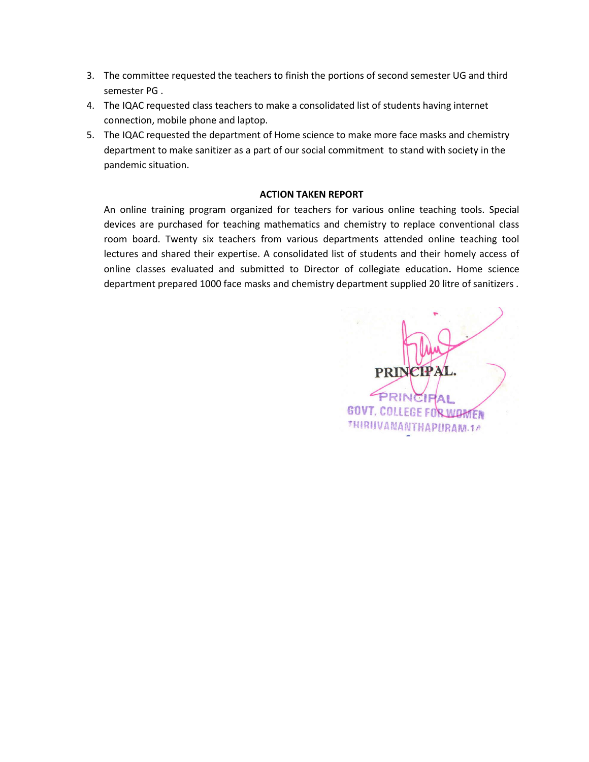3. The committee requested the teachers to finish the portions of second semester UG and third semester PG .
4. The IQAC requested class teachers to make a consolidated list of students having internet connection, mobile phone and laptop.
5. The IQAC requested the department of Home science to make more face masks and chemistry department to make sanitizer as a part of our social commitment to stand with society in the pandemic situation.

**ACTION TAKEN REPORT**

An online training program organized for teachers for various online teaching tools. Special devices are purchased for teaching mathematics and chemistry to replace conventional class room board. Twenty six teachers from various departments attended online teaching tool lectures and shared their expertise. A consolidated list of students and their homely access of online classes evaluated and submitted to Director of collegiate education**.** Home science department prepared 1000 face masks and chemistry department supplied 20 litre of sanitizers .

PRINCIPAL.

PRINCIPAL
GOVT. COLLEGE FOR WOMEN
THIRUVANANTHAPURAM-14